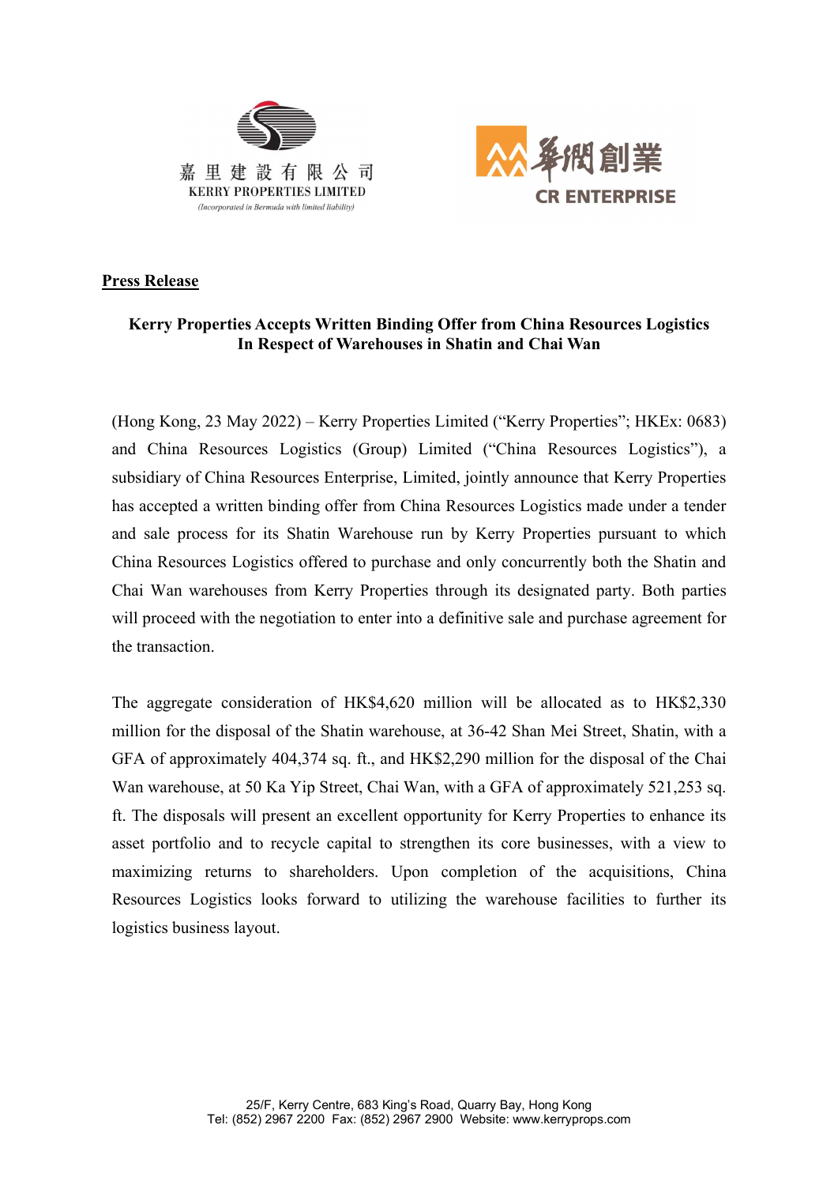嘉里建設有限公司
KERRY PROPERTIES LIMITED
*(Incorporated in Bermuda with limited liability)*

華潤創業
CR ENTERPRISE

**Press Release**

**Kerry Properties Accepts Written Binding Offer from China Resources Logistics In Respect of Warehouses in Shatin and Chai Wan**

(Hong Kong, 23 May 2022) – Kerry Properties Limited ("Kerry Properties"; HKEx: 0683) and China Resources Logistics (Group) Limited ("China Resources Logistics"), a subsidiary of China Resources Enterprise, Limited, jointly announce that Kerry Properties has accepted a written binding offer from China Resources Logistics made under a tender and sale process for its Shatin Warehouse run by Kerry Properties pursuant to which China Resources Logistics offered to purchase and only concurrently both the Shatin and Chai Wan warehouses from Kerry Properties through its designated party. Both parties will proceed with the negotiation to enter into a definitive sale and purchase agreement for the transaction.

The aggregate consideration of HK$4,620 million will be allocated as to HK$2,330 million for the disposal of the Shatin warehouse, at 36-42 Shan Mei Street, Shatin, with a GFA of approximately 404,374 sq. ft., and HK$2,290 million for the disposal of the Chai Wan warehouse, at 50 Ka Yip Street, Chai Wan, with a GFA of approximately 521,253 sq. ft. The disposals will present an excellent opportunity for Kerry Properties to enhance its asset portfolio and to recycle capital to strengthen its core businesses, with a view to maximizing returns to shareholders. Upon completion of the acquisitions, China Resources Logistics looks forward to utilizing the warehouse facilities to further its logistics business layout.

25/F, Kerry Centre, 683 King's Road, Quarry Bay, Hong Kong
Tel: (852) 2967 2200 Fax: (852) 2967 2900 Website: www.kerryprops.com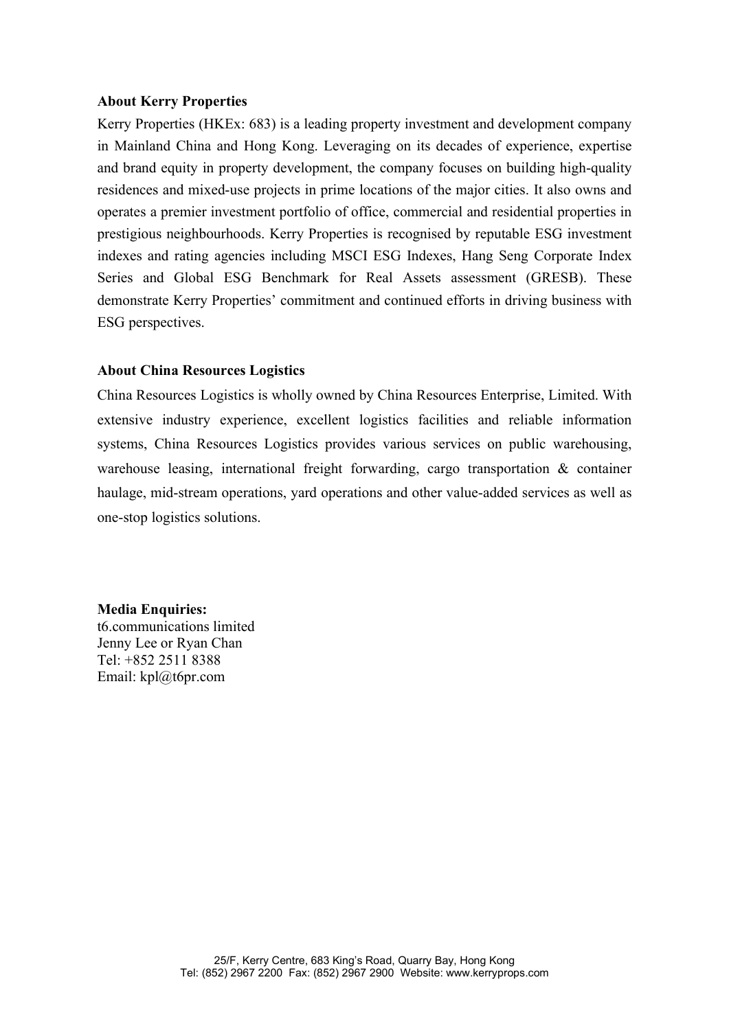**About Kerry Properties**

Kerry Properties (HKEx: 683) is a leading property investment and development company in Mainland China and Hong Kong. Leveraging on its decades of experience, expertise and brand equity in property development, the company focuses on building high-quality residences and mixed-use projects in prime locations of the major cities. It also owns and operates a premier investment portfolio of office, commercial and residential properties in prestigious neighbourhoods. Kerry Properties is recognised by reputable ESG investment indexes and rating agencies including MSCI ESG Indexes, Hang Seng Corporate Index Series and Global ESG Benchmark for Real Assets assessment (GRESB). These demonstrate Kerry Properties' commitment and continued efforts in driving business with ESG perspectives.

**About China Resources Logistics**

China Resources Logistics is wholly owned by China Resources Enterprise, Limited. With extensive industry experience, excellent logistics facilities and reliable information systems, China Resources Logistics provides various services on public warehousing, warehouse leasing, international freight forwarding, cargo transportation & container haulage, mid-stream operations, yard operations and other value-added services as well as one-stop logistics solutions.

**Media Enquiries:**
t6.communications limited
Jenny Lee or Ryan Chan
Tel: +852 2511 8388
Email: kpl@t6pr.com